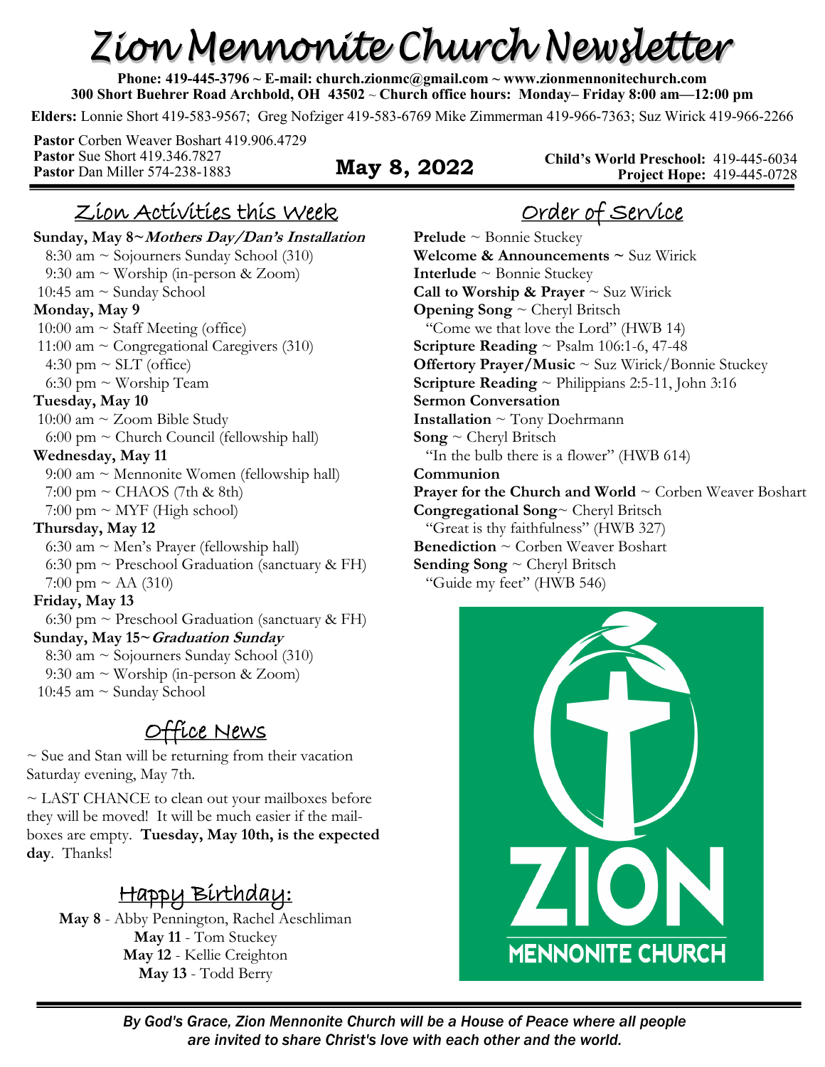# Zion Mennonite Church Newsletter

**Phone: 419-445-3796 ~ E-mail: church.zionmc@gmail.com ~ www.zionmennonitechurch.com**
**300 Short Buehrer Road Archbold, OH 43502 ~ Church office hours: Monday– Friday 8:00 am—12:00 pm**

**Elders:** Lonnie Short 419-583-9567; Greg Nofziger 419-583-6769 Mike Zimmerman 419-966-7363; Suz Wirick 419-966-2266

**Pastor** Corben Weaver Boshart 419.906.4729
**Pastor** Sue Short 419.346.7827
**Pastor** Dan Miller 574-238-1883

**May 8, 2022**

**Child's World Preschool:** 419-445-6034
**Project Hope:** 419-445-0728

## Zion Activities this Week

**Sunday, May 8~*Mothers Day/Dan's Installation***
8:30 am ~ Sojourners Sunday School (310)
9:30 am ~ Worship (in-person & Zoom)
10:45 am ~ Sunday School

**Monday, May 9**
10:00 am ~ Staff Meeting (office)
11:00 am ~ Congregational Caregivers (310)
4:30 pm ~ SLT (office)
6:30 pm ~ Worship Team

**Tuesday, May 10**
10:00 am ~ Zoom Bible Study
6:00 pm ~ Church Council (fellowship hall)

**Wednesday, May 11**
9:00 am ~ Mennonite Women (fellowship hall)
7:00 pm ~ CHAOS (7th & 8th)
7:00 pm ~ MYF (High school)

**Thursday, May 12**
6:30 am ~ Men's Prayer (fellowship hall)
6:30 pm ~ Preschool Graduation (sanctuary & FH)
7:00 pm ~ AA (310)

**Friday, May 13**
6:30 pm ~ Preschool Graduation (sanctuary & FH)

**Sunday, May 15~*Graduation Sunday***
8:30 am ~ Sojourners Sunday School (310)
9:30 am ~ Worship (in-person & Zoom)
10:45 am ~ Sunday School

## Office News

~ Sue and Stan will be returning from their vacation Saturday evening, May 7th.

~ LAST CHANCE to clean out your mailboxes before they will be moved! It will be much easier if the mailboxes are empty. **Tuesday, May 10th, is the expected day**. Thanks!

## Happy Birthday:

**May 8** - Abby Pennington, Rachel Aeschliman
**May 11** - Tom Stuckey
**May 12** - Kellie Creighton
**May 13** - Todd Berry

## Order of Service

**Prelude** ~ Bonnie Stuckey
**Welcome & Announcements ~** Suz Wirick
**Interlude** ~ Bonnie Stuckey
**Call to Worship & Prayer** ~ Suz Wirick
**Opening Song** ~ Cheryl Britsch
"Come we that love the Lord" (HWB 14)
**Scripture Reading** ~ Psalm 106:1-6, 47-48
**Offertory Prayer/Music** ~ Suz Wirick/Bonnie Stuckey
**Scripture Reading** ~ Philippians 2:5-11, John 3:16
**Sermon Conversation**
**Installation** ~ Tony Doehrmann
**Song** ~ Cheryl Britsch
"In the bulb there is a flower" (HWB 614)
**Communion**
**Prayer for the Church and World** ~ Corben Weaver Boshart
**Congregational Song**~ Cheryl Britsch
"Great is thy faithfulness" (HWB 327)
**Benediction** ~ Corben Weaver Boshart
**Sending Song** ~ Cheryl Britsch
"Guide my feet" (HWB 546)

ZION MENNONITE CHURCH

*By God's Grace, Zion Mennonite Church will be a House of Peace where all people are invited to share Christ's love with each other and the world.*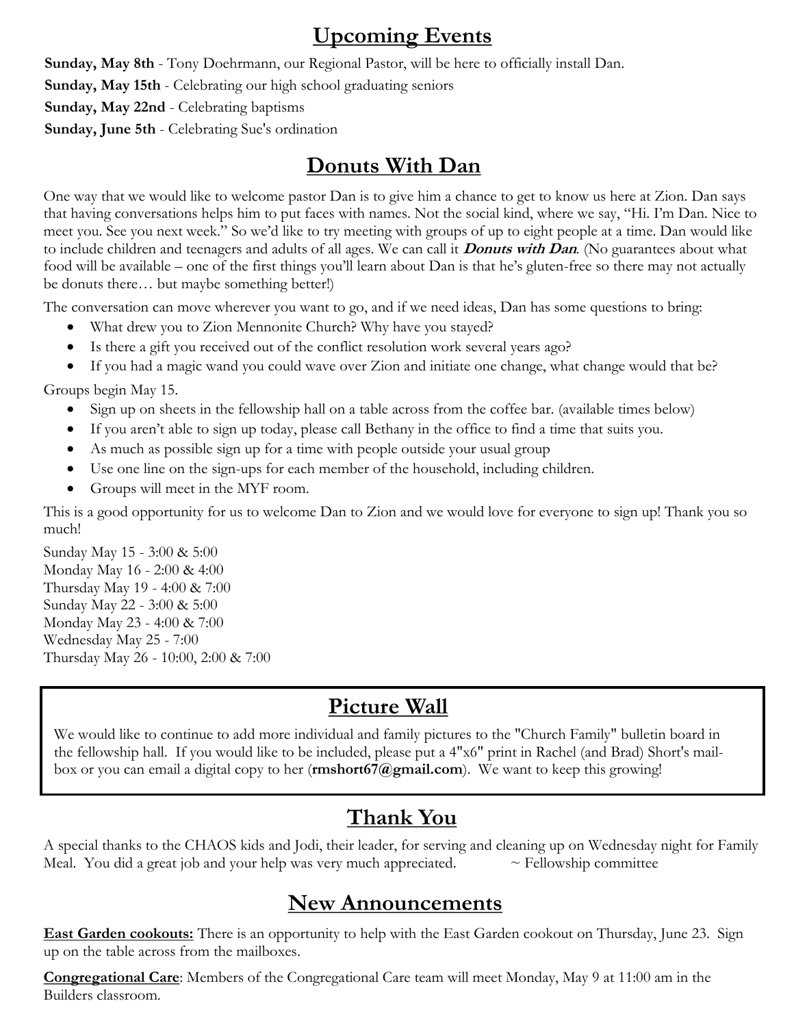## Upcoming Events

**Sunday, May 8th** - Tony Doehrmann, our Regional Pastor, will be here to officially install Dan.

**Sunday, May 15th** - Celebrating our high school graduating seniors

**Sunday, May 22nd** - Celebrating baptisms

**Sunday, June 5th** - Celebrating Sue's ordination

## Donuts With Dan

One way that we would like to welcome pastor Dan is to give him a chance to get to know us here at Zion. Dan says that having conversations helps him to put faces with names. Not the social kind, where we say, "Hi. I'm Dan. Nice to meet you. See you next week." So we'd like to try meeting with groups of up to eight people at a time. Dan would like to include children and teenagers and adults of all ages. We can call it ***Donuts with Dan***. (No guarantees about what food will be available – one of the first things you'll learn about Dan is that he's gluten-free so there may not actually be donuts there… but maybe something better!)

The conversation can move wherever you want to go, and if we need ideas, Dan has some questions to bring:

- What drew you to Zion Mennonite Church? Why have you stayed?
- Is there a gift you received out of the conflict resolution work several years ago?
- If you had a magic wand you could wave over Zion and initiate one change, what change would that be?

Groups begin May 15.

- Sign up on sheets in the fellowship hall on a table across from the coffee bar. (available times below)
- If you aren't able to sign up today, please call Bethany in the office to find a time that suits you.
- As much as possible sign up for a time with people outside your usual group
- Use one line on the sign-ups for each member of the household, including children.
- Groups will meet in the MYF room.

This is a good opportunity for us to welcome Dan to Zion and we would love for everyone to sign up! Thank you so much!

Sunday May 15 - 3:00 & 5:00
Monday May 16 - 2:00 & 4:00
Thursday May 19 - 4:00 & 7:00
Sunday May 22 - 3:00 & 5:00
Monday May 23 - 4:00 & 7:00
Wednesday May 25 - 7:00
Thursday May 26 - 10:00, 2:00 & 7:00

## Picture Wall

We would like to continue to add more individual and family pictures to the "Church Family" bulletin board in the fellowship hall. If you would like to be included, please put a 4"x6" print in Rachel (and Brad) Short's mailbox or you can email a digital copy to her (**rmshort67@gmail.com**). We want to keep this growing!

## Thank You

A special thanks to the CHAOS kids and Jodi, their leader, for serving and cleaning up on Wednesday night for Family Meal. You did a great job and your help was very much appreciated. ~ Fellowship committee

## New Announcements

**East Garden cookouts:** There is an opportunity to help with the East Garden cookout on Thursday, June 23. Sign up on the table across from the mailboxes.

**Congregational Care**: Members of the Congregational Care team will meet Monday, May 9 at 11:00 am in the Builders classroom.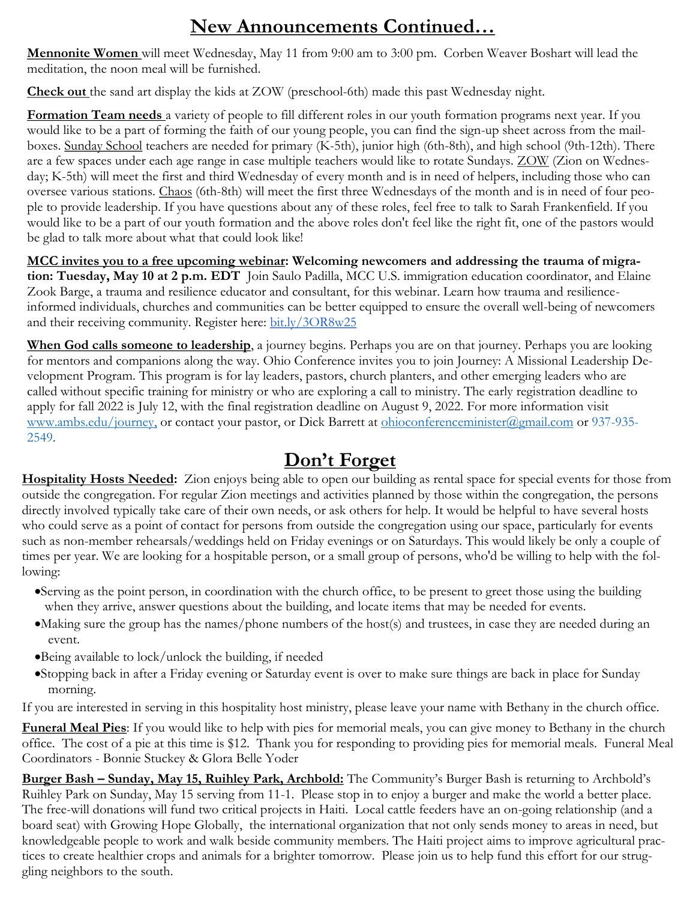# New Announcements Continued…

**Mennonite Women** will meet Wednesday, May 11 from 9:00 am to 3:00 pm. Corben Weaver Boshart will lead the meditation, the noon meal will be furnished.

**Check out** the sand art display the kids at ZOW (preschool-6th) made this past Wednesday night.

**Formation Team needs** a variety of people to fill different roles in our youth formation programs next year. If you would like to be a part of forming the faith of our young people, you can find the sign-up sheet across from the mailboxes. Sunday School teachers are needed for primary (K-5th), junior high (6th-8th), and high school (9th-12th). There are a few spaces under each age range in case multiple teachers would like to rotate Sundays. ZOW (Zion on Wednesday; K-5th) will meet the first and third Wednesday of every month and is in need of helpers, including those who can oversee various stations. Chaos (6th-8th) will meet the first three Wednesdays of the month and is in need of four people to provide leadership. If you have questions about any of these roles, feel free to talk to Sarah Frankenfield. If you would like to be a part of our youth formation and the above roles don't feel like the right fit, one of the pastors would be glad to talk more about what that could look like!

**MCC invites you to a free upcoming webinar: Welcoming newcomers and addressing the trauma of migration: Tuesday, May 10 at 2 p.m. EDT** Join Saulo Padilla, MCC U.S. immigration education coordinator, and Elaine Zook Barge, a trauma and resilience educator and consultant, for this webinar. Learn how trauma and resilience-informed individuals, churches and communities can be better equipped to ensure the overall well-being of newcomers and their receiving community. Register here: bit.ly/3OR8w25

**When God calls someone to leadership**, a journey begins. Perhaps you are on that journey. Perhaps you are looking for mentors and companions along the way. Ohio Conference invites you to join Journey: A Missional Leadership Development Program. This program is for lay leaders, pastors, church planters, and other emerging leaders who are called without specific training for ministry or who are exploring a call to ministry. The early registration deadline to apply for fall 2022 is July 12, with the final registration deadline on August 9, 2022. For more information visit www.ambs.edu/journey, or contact your pastor, or Dick Barrett at ohioconferenceminister@gmail.com or 937-935-2549.

# Don't Forget

**Hospitality Hosts Needed:** Zion enjoys being able to open our building as rental space for special events for those from outside the congregation. For regular Zion meetings and activities planned by those within the congregation, the persons directly involved typically take care of their own needs, or ask others for help. It would be helpful to have several hosts who could serve as a point of contact for persons from outside the congregation using our space, particularly for events such as non-member rehearsals/weddings held on Friday evenings or on Saturdays. This would likely be only a couple of times per year. We are looking for a hospitable person, or a small group of persons, who'd be willing to help with the following:

- Serving as the point person, in coordination with the church office, to be present to greet those using the building when they arrive, answer questions about the building, and locate items that may be needed for events.
- Making sure the group has the names/phone numbers of the host(s) and trustees, in case they are needed during an event.
- Being available to lock/unlock the building, if needed
- Stopping back in after a Friday evening or Saturday event is over to make sure things are back in place for Sunday morning.

If you are interested in serving in this hospitality host ministry, please leave your name with Bethany in the church office.

**Funeral Meal Pies**: If you would like to help with pies for memorial meals, you can give money to Bethany in the church office. The cost of a pie at this time is $12. Thank you for responding to providing pies for memorial meals. Funeral Meal Coordinators - Bonnie Stuckey & Glora Belle Yoder

**Burger Bash – Sunday, May 15, Ruihley Park, Archbold:** The Community's Burger Bash is returning to Archbold's Ruihley Park on Sunday, May 15 serving from 11-1. Please stop in to enjoy a burger and make the world a better place. The free-will donations will fund two critical projects in Haiti. Local cattle feeders have an on-going relationship (and a board seat) with Growing Hope Globally, the international organization that not only sends money to areas in need, but knowledgeable people to work and walk beside community members. The Haiti project aims to improve agricultural practices to create healthier crops and animals for a brighter tomorrow. Please join us to help fund this effort for our struggling neighbors to the south.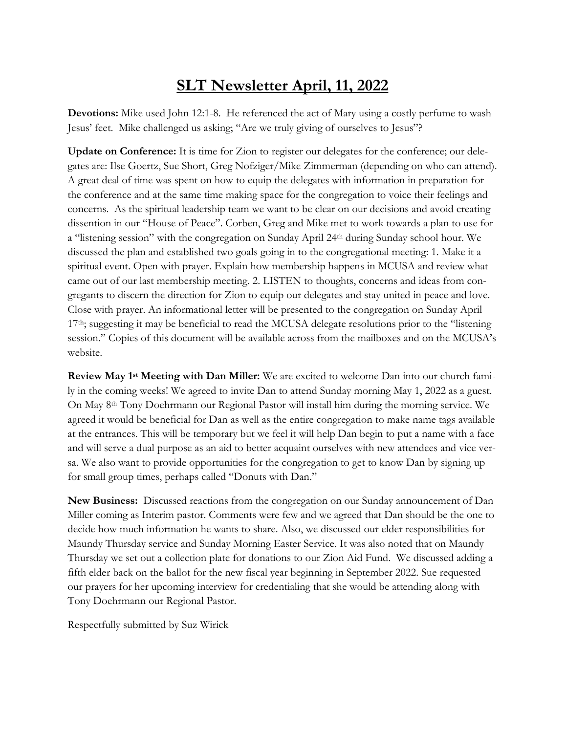# SLT Newsletter April, 11, 2022

**Devotions:** Mike used John 12:1-8. He referenced the act of Mary using a costly perfume to wash Jesus' feet. Mike challenged us asking; "Are we truly giving of ourselves to Jesus"?

**Update on Conference:** It is time for Zion to register our delegates for the conference; our delegates are: Ilse Goertz, Sue Short, Greg Nofziger/Mike Zimmerman (depending on who can attend). A great deal of time was spent on how to equip the delegates with information in preparation for the conference and at the same time making space for the congregation to voice their feelings and concerns. As the spiritual leadership team we want to be clear on our decisions and avoid creating dissention in our "House of Peace". Corben, Greg and Mike met to work towards a plan to use for a "listening session" with the congregation on Sunday April 24th during Sunday school hour. We discussed the plan and established two goals going in to the congregational meeting: 1. Make it a spiritual event. Open with prayer. Explain how membership happens in MCUSA and review what came out of our last membership meeting. 2. LISTEN to thoughts, concerns and ideas from congregants to discern the direction for Zion to equip our delegates and stay united in peace and love. Close with prayer. An informational letter will be presented to the congregation on Sunday April 17th; suggesting it may be beneficial to read the MCUSA delegate resolutions prior to the "listening session." Copies of this document will be available across from the mailboxes and on the MCUSA's website.

**Review May 1st Meeting with Dan Miller:** We are excited to welcome Dan into our church family in the coming weeks! We agreed to invite Dan to attend Sunday morning May 1, 2022 as a guest. On May 8th Tony Doehrmann our Regional Pastor will install him during the morning service. We agreed it would be beneficial for Dan as well as the entire congregation to make name tags available at the entrances. This will be temporary but we feel it will help Dan begin to put a name with a face and will serve a dual purpose as an aid to better acquaint ourselves with new attendees and vice versa. We also want to provide opportunities for the congregation to get to know Dan by signing up for small group times, perhaps called "Donuts with Dan."

**New Business:** Discussed reactions from the congregation on our Sunday announcement of Dan Miller coming as Interim pastor. Comments were few and we agreed that Dan should be the one to decide how much information he wants to share. Also, we discussed our elder responsibilities for Maundy Thursday service and Sunday Morning Easter Service. It was also noted that on Maundy Thursday we set out a collection plate for donations to our Zion Aid Fund. We discussed adding a fifth elder back on the ballot for the new fiscal year beginning in September 2022. Sue requested our prayers for her upcoming interview for credentialing that she would be attending along with Tony Doehrmann our Regional Pastor.

Respectfully submitted by Suz Wirick